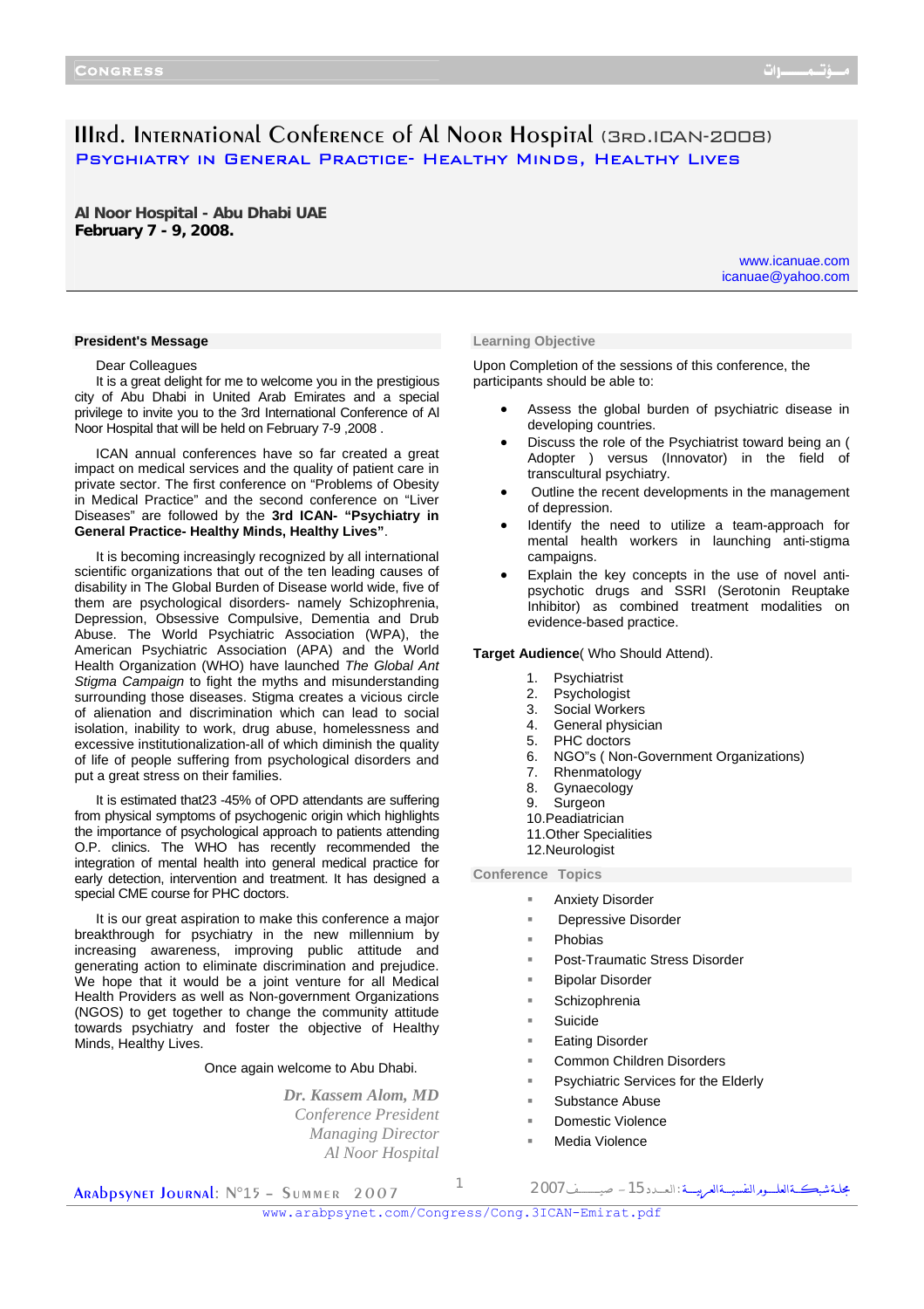# IIIrd. International Conference of Al Noor Hospital (3rd.ICAN-2008)

## Psychiatry in General Practice- Healthy Minds, Healthy Lives

**Al Noor Hospital - Abu Dhabi UAE**
**February 7 - 9, 2008.**

www.icanuae.com
icanuae@yahoo.com

### President's Message

Dear Colleagues
It is a great delight for me to welcome you in the prestigious city of Abu Dhabi in United Arab Emirates and a special privilege to invite you to the 3rd International Conference of Al Noor Hospital that will be held on February 7-9 ,2008 .

ICAN annual conferences have so far created a great impact on medical services and the quality of patient care in private sector. The first conference on "Problems of Obesity in Medical Practice" and the second conference on "Liver Diseases" are followed by the **3rd ICAN- "Psychiatry in General Practice- Healthy Minds, Healthy Lives"**.

It is becoming increasingly recognized by all international scientific organizations that out of the ten leading causes of disability in The Global Burden of Disease world wide, five of them are psychological disorders- namely Schizophrenia, Depression, Obsessive Compulsive, Dementia and Drub Abuse. The World Psychiatric Association (WPA), the American Psychiatric Association (APA) and the World Health Organization (WHO) have launched *The Global Ant Stigma Campaign* to fight the myths and misunderstanding surrounding those diseases. Stigma creates a vicious circle of alienation and discrimination which can lead to social isolation, inability to work, drug abuse, homelessness and excessive institutionalization-all of which diminish the quality of life of people suffering from psychological disorders and put a great stress on their families.

It is estimated that23 -45% of OPD attendants are suffering from physical symptoms of psychogenic origin which highlights the importance of psychological approach to patients attending O.P. clinics. The WHO has recently recommended the integration of mental health into general medical practice for early detection, intervention and treatment. It has designed a special CME course for PHC doctors.

It is our great aspiration to make this conference a major breakthrough for psychiatry in the new millennium by increasing awareness, improving public attitude and generating action to eliminate discrimination and prejudice. We hope that it would be a joint venture for all Medical Health Providers as well as Non-government Organizations (NGOS) to get together to change the community attitude towards psychiatry and foster the objective of Healthy Minds, Healthy Lives.

Once again welcome to Abu Dhabi.

*Dr. Kassem Alom, MD*
*Conference President*
*Managing Director*
*Al Noor Hospital*

### Learning Objective

Upon Completion of the sessions of this conference, the participants should be able to:

- Assess the global burden of psychiatric disease in developing countries.
- Discuss the role of the Psychiatrist toward being an ( Adopter ) versus (Innovator) in the field of transcultural psychiatry.
- Outline the recent developments in the management of depression.
- Identify the need to utilize a team-approach for mental health workers in launching anti-stigma campaigns.
- Explain the key concepts in the use of novel anti-psychotic drugs and SSRI (Serotonin Reuptake Inhibitor) as combined treatment modalities on evidence-based practice.

**Target Audience**( Who Should Attend).

1. Psychiatrist
2. Psychologist
3. Social Workers
4. General physician
5. PHC doctors
6. NGO"s ( Non-Government Organizations)
7. Rhenmatology
8. Gynaecology
9. Surgeon
10. Peadiatrician
11. Other Specialities
12. Neurologist

### Conference Topics

- Anxiety Disorder
- Depressive Disorder
- Phobias
- Post-Traumatic Stress Disorder
- Bipolar Disorder
- Schizophrenia
- Suicide
- Eating Disorder
- Common Children Disorders
- Psychiatric Services for the Elderly
- Substance Abuse
- Domestic Violence
- Media Violence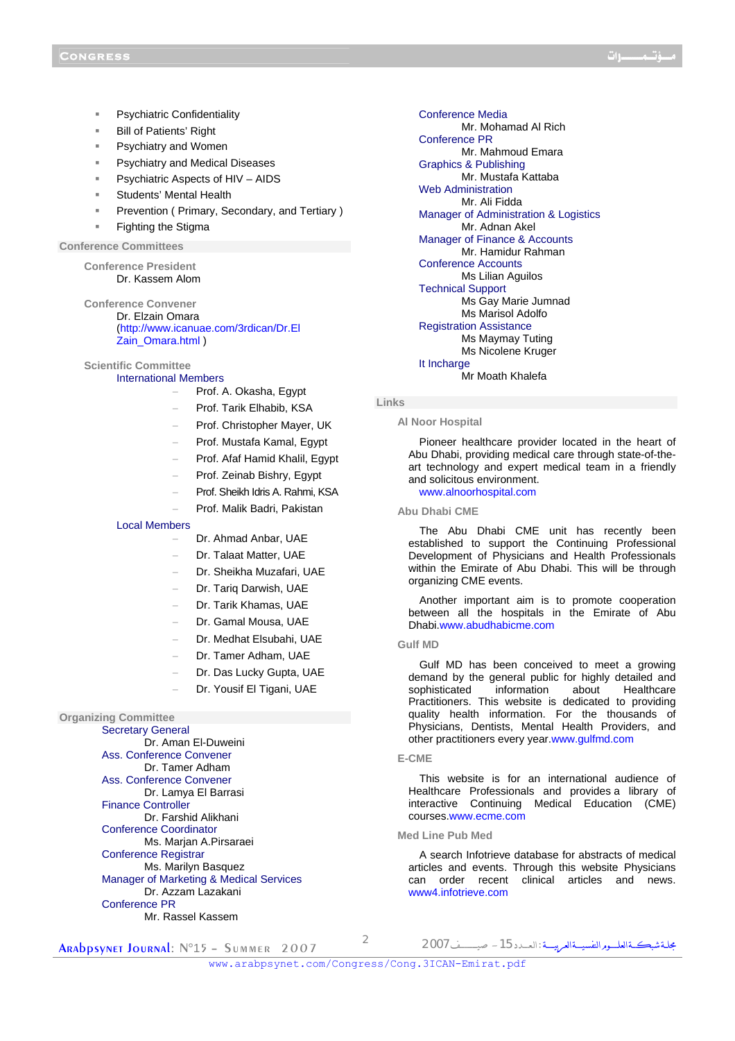- Psychiatric Confidentiality
- Bill of Patients' Right
- Psychiatry and Women
- Psychiatry and Medical Diseases
- Psychiatric Aspects of HIV – AIDS
- Students' Mental Health
- Prevention ( Primary, Secondary, and Tertiary )
- Fighting the Stigma

## Conference Committees

### Conference President

Dr. Kassem Alom

### Conference Convener

Dr. Elzain Omara
(http://www.icanuae.com/3rdican/Dr.El Zain_Omara.html )

### Scientific Committee

**International Members**

- Prof. A. Okasha, Egypt
- Prof. Tarik Elhabib, KSA
- Prof. Christopher Mayer, UK
- Prof. Mustafa Kamal, Egypt
- Prof. Afaf Hamid Khalil, Egypt
- Prof. Zeinab Bishry, Egypt
- Prof. Sheikh Idris A. Rahmi, KSA
- Prof. Malik Badri, Pakistan

**Local Members**

- Dr. Ahmad Anbar, UAE
- Dr. Talaat Matter, UAE
- Dr. Sheikha Muzafari, UAE
- Dr. Tariq Darwish, UAE
- Dr. Tarik Khamas, UAE
- Dr. Gamal Mousa, UAE
- Dr. Medhat Elsubahi, UAE
- Dr. Tamer Adham, UAE
- Dr. Das Lucky Gupta, UAE
- Dr. Yousif El Tigani, UAE

## Organizing Committee

**Secretary General**
Dr. Aman El-Duweini

**Ass. Conference Convener**
Dr. Tamer Adham

**Ass. Conference Convener**
Dr. Lamya El Barrasi

**Finance Controller**
Dr. Farshid Alikhani

**Conference Coordinator**
Ms. Marjan A.Pirsaraei

**Conference Registrar**
Ms. Marilyn Basquez

**Manager of Marketing & Medical Services**
Dr. Azzam Lazakani

**Conference PR**
Mr. Rassel Kassem

**Conference Media**
Mr. Mohamad Al Rich

**Conference PR**
Mr. Mahmoud Emara

**Graphics & Publishing**
Mr. Mustafa Kattaba

**Web Administration**
Mr. Ali Fidda

**Manager of Administration & Logistics**
Mr. Adnan Akel

**Manager of Finance & Accounts**
Mr. Hamidur Rahman

**Conference Accounts**
Ms Lilian Aguilos

**Technical Support**
Ms Gay Marie Jumnad
Ms Marisol Adolfo

**Registration Assistance**
Ms Maymay Tuting
Ms Nicolene Kruger

**It Incharge**
Mr Moath Khalefa

## Links

### Al Noor Hospital

Pioneer healthcare provider located in the heart of Abu Dhabi, providing medical care through state-of-the-art technology and expert medical team in a friendly and solicitous environment.
www.alnoorhospital.com

### Abu Dhabi CME

The Abu Dhabi CME unit has recently been established to support the Continuing Professional Development of Physicians and Health Professionals within the Emirate of Abu Dhabi. This will be through organizing CME events.

Another important aim is to promote cooperation between all the hospitals in the Emirate of Abu Dhabi.www.abudhabicme.com

### Gulf MD

Gulf MD has been conceived to meet a growing demand by the general public for highly detailed and sophisticated information about Healthcare Practitioners. This website is dedicated to providing quality health information. For the thousands of Physicians, Dentists, Mental Health Providers, and other practitioners every year.www.gulfmd.com

### E-CME

This website is for an international audience of Healthcare Professionals and provides a library of interactive Continuing Medical Education (CME) courses.www.ecme.com

### Med Line Pub Med

A search Infotrieve database for abstracts of medical articles and events. Through this website Physicians can order recent clinical articles and news. www4.infotrieve.com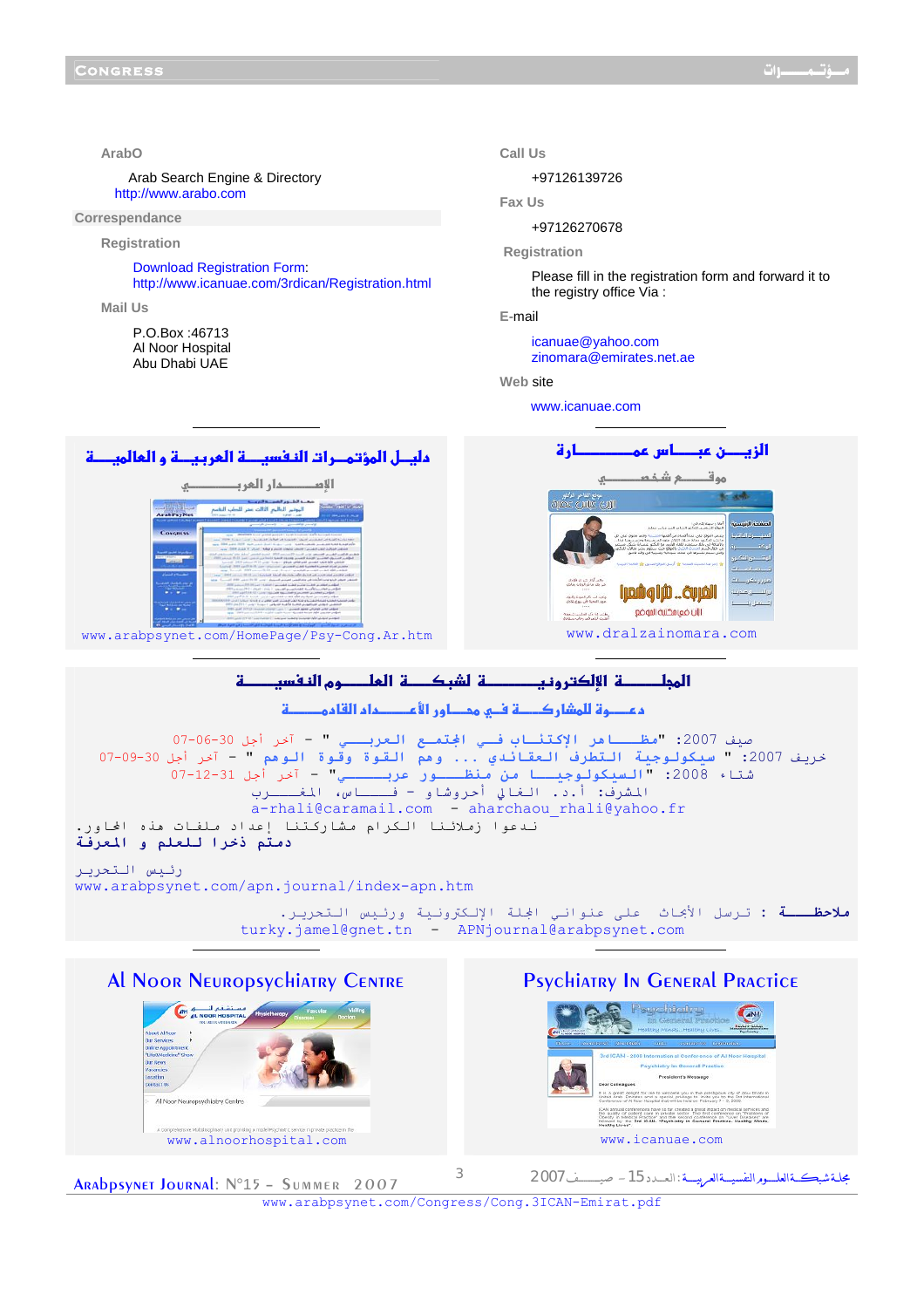ArabO

Arab Search Engine & Directory
http://www.arabo.com

Correspendance

Registration

Download Registration Form:
http://www.icanuae.com/3rdican/Registration.html

Mail Us

P.O.Box :46713
Al Noor Hospital
Abu Dhabi UAE

Call Us

+97126139726

Fax Us

+97126270678

Registration

Please fill in the registration form and forward it to the registry office Via :

E-mail

icanuae@yahoo.com
zinomara@emirates.net.ae

Web site

www.icanuae.com

## دليـل المؤتمـرات النفسيـة العربيـة و العالميـة

الإصـــدار العربـــي

www.arabpsynet.com/HomePage/Psy-Cong.Ar.htm

## الزيـن عبـاس عمـارة

موقـع شخصـي

www.dralzainomara.com

## المجلـة الإلكترونيـة لشبكـة العلـوم النفسيـة

### دعـوة للمشاركـة فـي محـاور الأعـداد القادمـة

صيف 2007: "مظـاهر الإكتئـاب فـي المجتمـع العربـي" - آخر أجل 30-06-07

خريف 2007: " سيكولوجية التطرف العقائدي ... وهم القوة وقوة الوهم " - آخر أجل 30-09-07

شتاء 2008: "السيكولوجيا من منظور عربي" - آخر أجل 31-12-07

المشرف: أ.د. الغالي أحرشاو - فـاس، المغـرب
a-rhali@caramail.com - aharchaou_rhali@yahoo.fr

ندعو زملائنا الكرام مشاركتنا إعداد ملفات هذه المحاور. **مدتم ذخرا للعلم و المعرفة**

رئيس التحرير
www.arabpsynet.com/apn.journal/index-apn.htm

**ملاحظة :** ترسل الأبحاث على عنوان المجلة الإلكترونية ورئيس التحرير.
turky.jamel@gnet.tn - APNjournal@arabpsynet.com

## Al Noor Neuropsychiatry Centre

www.alnoorhospital.com

## Psychiatry In General Practice

www.icanuae.com

www.arabpsynet.com/Congress/Cong.3ICAN-Emirat.pdf